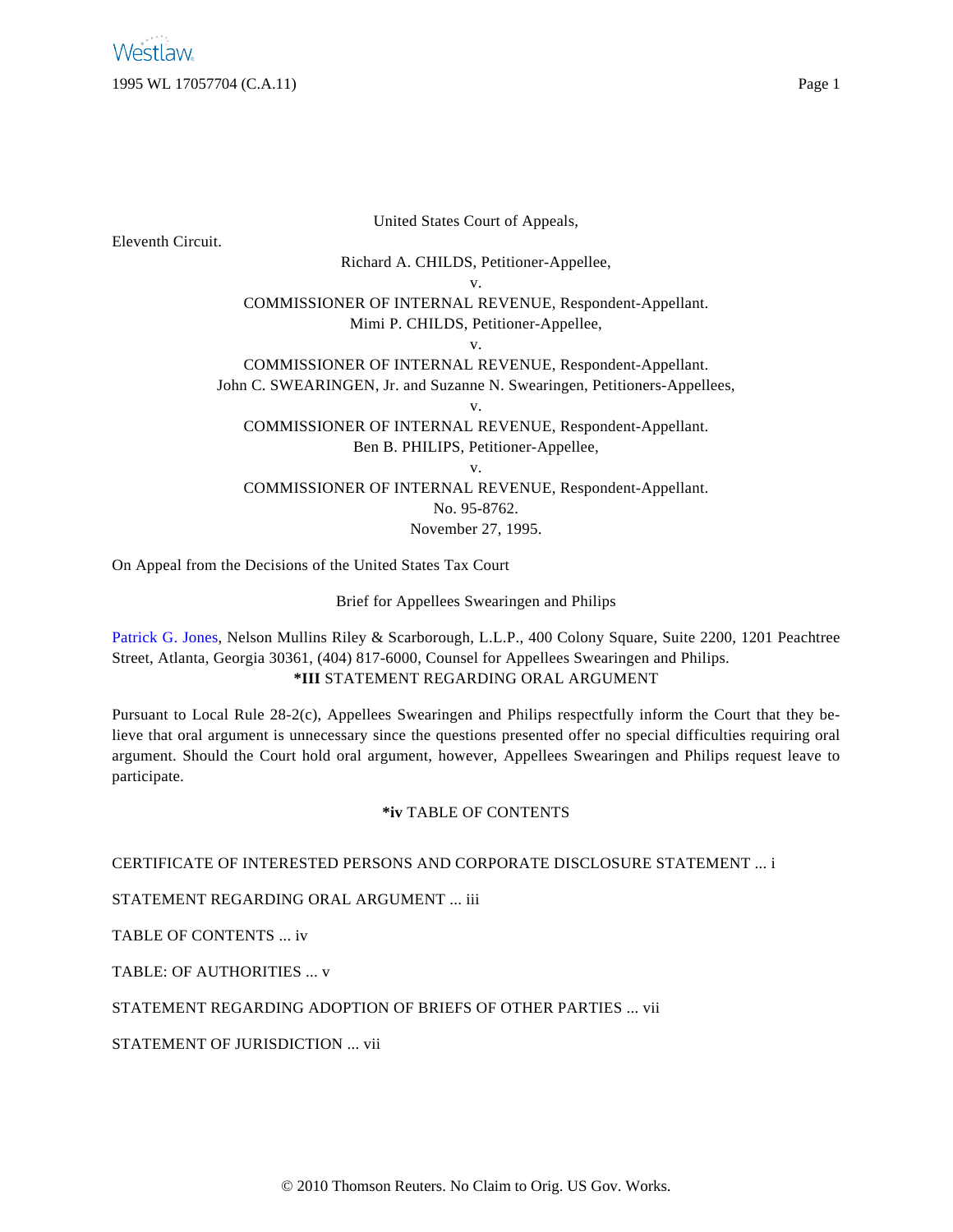United States Court of Appeals,

Eleventh Circuit.

Richard A. CHILDS, Petitioner-Appellee,

v.

COMMISSIONER OF INTERNAL REVENUE, Respondent-Appellant.

Mimi P. CHILDS, Petitioner-Appellee,

v.

COMMISSIONER OF INTERNAL REVENUE, Respondent-Appellant.

John C. SWEARINGEN, Jr. and Suzanne N. Swearingen, Petitioners-Appellees,

v.

COMMISSIONER OF INTERNAL REVENUE, Respondent-Appellant.

Ben B. PHILIPS, Petitioner-Appellee,

v.

COMMISSIONER OF INTERNAL REVENUE, Respondent-Appellant.

No. 95-8762.

November 27, 1995.

On Appeal from the Decisions of the United States Tax Court

Brief for Appellees Swearingen and Philips

Patrick G. Jones, Nelson Mullins Riley & Scarborough, L.L.P., 400 Colony Square, Suite 2200, 1201 Peachtree Street, Atlanta, Georgia 30361, (404) 817-6000, Counsel for Appellees Swearingen and Philips.

**\*III** STATEMENT REGARDING ORAL ARGUMENT

Pursuant to Local Rule 28-2(c), Appellees Swearingen and Philips respectfully inform the Court that they believe that oral argument is unnecessary since the questions presented offer no special difficulties requiring oral argument. Should the Court hold oral argument, however, Appellees Swearingen and Philips request leave to participate.

**\*iv** TABLE OF CONTENTS

CERTIFICATE OF INTERESTED PERSONS AND CORPORATE DISCLOSURE STATEMENT ... i

STATEMENT REGARDING ORAL ARGUMENT ... iii

TABLE OF CONTENTS ... iv

TABLE: OF AUTHORITIES ... v

STATEMENT REGARDING ADOPTION OF BRIEFS OF OTHER PARTIES ... vii

STATEMENT OF JURISDICTION ... vii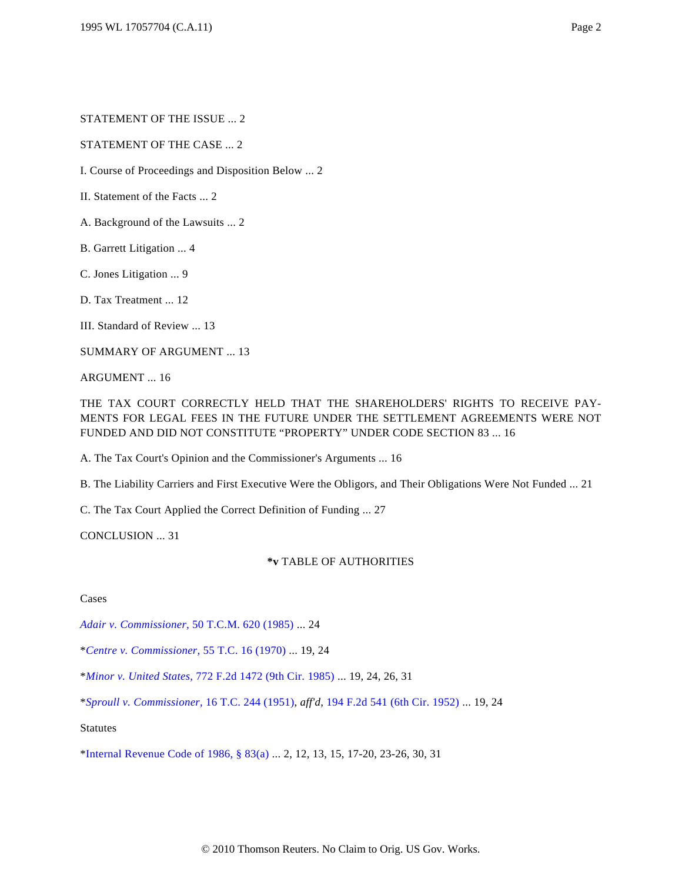STATEMENT OF THE ISSUE ... 2

STATEMENT OF THE CASE ... 2

I. Course of Proceedings and Disposition Below ... 2

II. Statement of the Facts ... 2

A. Background of the Lawsuits ... 2

B. Garrett Litigation ... 4

C. Jones Litigation ... 9

D. Tax Treatment ... 12

III. Standard of Review ... 13

SUMMARY OF ARGUMENT ... 13

ARGUMENT ... 16

THE TAX COURT CORRECTLY HELD THAT THE SHAREHOLDERS' RIGHTS TO RECEIVE PAYMENTS FOR LEGAL FEES IN THE FUTURE UNDER THE SETTLEMENT AGREEMENTS WERE NOT FUNDED AND DID NOT CONSTITUTE “PROPERTY” UNDER CODE SECTION 83 ... 16

A. The Tax Court's Opinion and the Commissioner's Arguments ... 16

B. The Liability Carriers and First Executive Were the Obligors, and Their Obligations Were Not Funded ... 21

C. The Tax Court Applied the Correct Definition of Funding ... 27

CONCLUSION ... 31

**\*v** TABLE OF AUTHORITIES

Cases

*Adair v. Commissioner,* 50 T.C.M. 620 (1985) ... 24

\**Centre v. Commissioner,* 55 T.C. 16 (1970) ... 19, 24

\**Minor v. United States,* 772 F.2d 1472 (9th Cir. 1985) ... 19, 24, 26, 31

\**Sproull v. Commissioner,* 16 T.C. 244 (1951), *aff'd,* 194 F.2d 541 (6th Cir. 1952) ... 19, 24

Statutes

\*Internal Revenue Code of 1986, § 83(a) ... 2, 12, 13, 15, 17-20, 23-26, 30, 31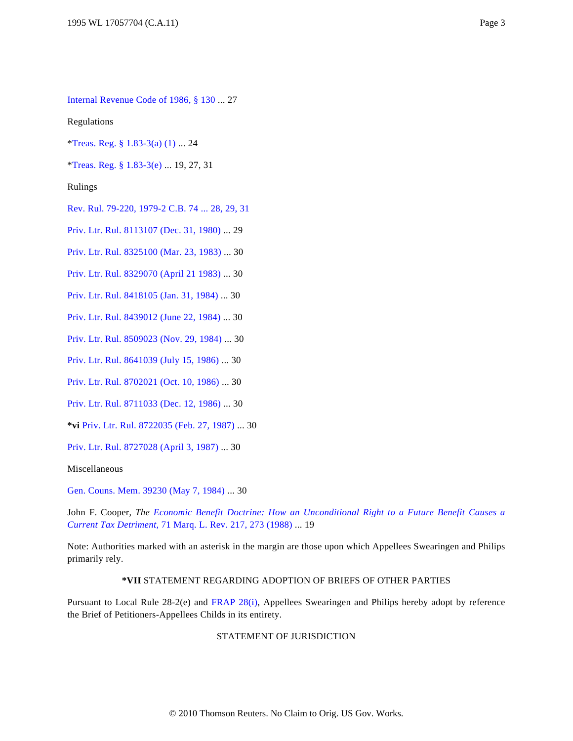Internal Revenue Code of 1986, § 130 ... 27

Regulations

*Treas. Reg. § 1.83-3(a) (1) ... 24

*Treas. Reg. § 1.83-3(e) ... 19, 27, 31

Rulings

Rev. Rul. 79-220, 1979-2 C.B. 74 ... 28, 29, 31

Priv. Ltr. Rul. 8113107 (Dec. 31, 1980) ... 29

Priv. Ltr. Rul. 8325100 (Mar. 23, 1983) ... 30

Priv. Ltr. Rul. 8329070 (April 21 1983) ... 30

Priv. Ltr. Rul. 8418105 (Jan. 31, 1984) ... 30

Priv. Ltr. Rul. 8439012 (June 22, 1984) ... 30

Priv. Ltr. Rul. 8509023 (Nov. 29, 1984) ... 30

Priv. Ltr. Rul. 8641039 (July 15, 1986) ... 30

Priv. Ltr. Rul. 8702021 (Oct. 10, 1986) ... 30

Priv. Ltr. Rul. 8711033 (Dec. 12, 1986) ... 30

**\*vi** Priv. Ltr. Rul. 8722035 (Feb. 27, 1987) ... 30

Priv. Ltr. Rul. 8727028 (April 3, 1987) ... 30

Miscellaneous

Gen. Couns. Mem. 39230 (May 7, 1984) ... 30

John F. Cooper, *The Economic Benefit Doctrine: How an Unconditional Right to a Future Benefit Causes a Current Tax Detriment,* 71 Marq. L. Rev. 217, 273 (1988) ... 19

Note: Authorities marked with an asterisk in the margin are those upon which Appellees Swearingen and Philips primarily rely.

**\*VII** STATEMENT REGARDING ADOPTION OF BRIEFS OF OTHER PARTIES

Pursuant to Local Rule 28-2(e) and FRAP 28(i), Appellees Swearingen and Philips hereby adopt by reference the Brief of Petitioners-Appellees Childs in its entirety.

STATEMENT OF JURISDICTION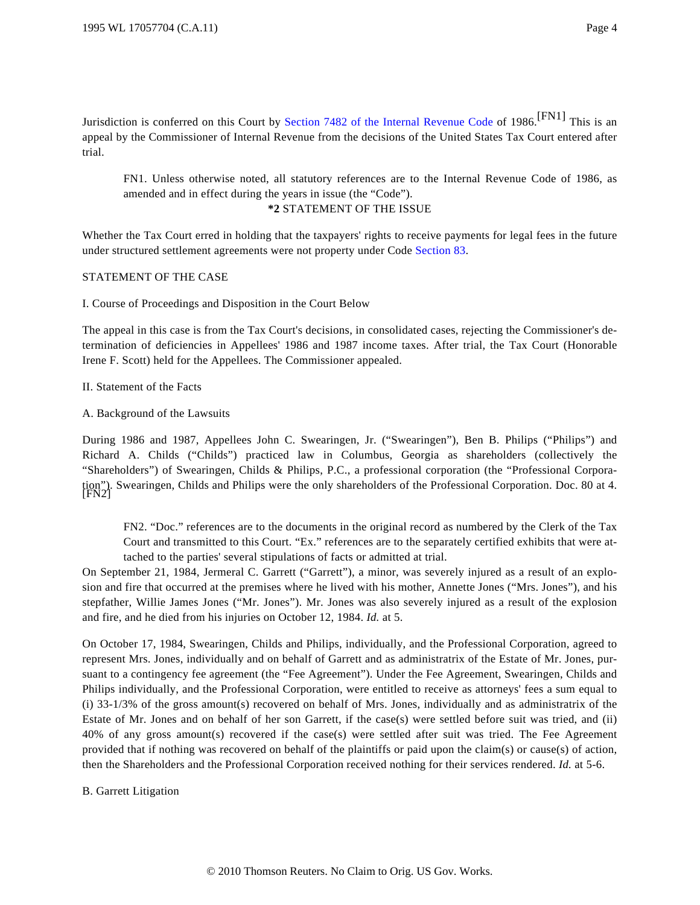Jurisdiction is conferred on this Court by Section 7482 of the Internal Revenue Code of 1986.[FN1] This is an appeal by the Commissioner of Internal Revenue from the decisions of the United States Tax Court entered after trial.

FN1. Unless otherwise noted, all statutory references are to the Internal Revenue Code of 1986, as amended and in effect during the years in issue (the "Code").

**\*2** STATEMENT OF THE ISSUE

Whether the Tax Court erred in holding that the taxpayers' rights to receive payments for legal fees in the future under structured settlement agreements were not property under Code Section 83.

STATEMENT OF THE CASE

I. Course of Proceedings and Disposition in the Court Below

The appeal in this case is from the Tax Court's decisions, in consolidated cases, rejecting the Commissioner's determination of deficiencies in Appellees' 1986 and 1987 income taxes. After trial, the Tax Court (Honorable Irene F. Scott) held for the Appellees. The Commissioner appealed.

II. Statement of the Facts

A. Background of the Lawsuits

During 1986 and 1987, Appellees John C. Swearingen, Jr. ("Swearingen"), Ben B. Philips ("Philips") and Richard A. Childs ("Childs") practiced law in Columbus, Georgia as shareholders (collectively the "Shareholders") of Swearingen, Childs & Philips, P.C., a professional corporation (the "Professional Corporation"). Swearingen, Childs and Philips were the only shareholders of the Professional Corporation. Doc. 80 at 4. [FN2]

FN2. "Doc." references are to the documents in the original record as numbered by the Clerk of the Tax Court and transmitted to this Court. "Ex." references are to the separately certified exhibits that were attached to the parties' several stipulations of facts or admitted at trial.

On September 21, 1984, Jermeral C. Garrett ("Garrett"), a minor, was severely injured as a result of an explosion and fire that occurred at the premises where he lived with his mother, Annette Jones ("Mrs. Jones"), and his stepfather, Willie James Jones ("Mr. Jones"). Mr. Jones was also severely injured as a result of the explosion and fire, and he died from his injuries on October 12, 1984. *Id.* at 5.

On October 17, 1984, Swearingen, Childs and Philips, individually, and the Professional Corporation, agreed to represent Mrs. Jones, individually and on behalf of Garrett and as administratrix of the Estate of Mr. Jones, pursuant to a contingency fee agreement (the "Fee Agreement"). Under the Fee Agreement, Swearingen, Childs and Philips individually, and the Professional Corporation, were entitled to receive as attorneys' fees a sum equal to (i) 33-1/3% of the gross amount(s) recovered on behalf of Mrs. Jones, individually and as administratrix of the Estate of Mr. Jones and on behalf of her son Garrett, if the case(s) were settled before suit was tried, and (ii) 40% of any gross amount(s) recovered if the case(s) were settled after suit was tried. The Fee Agreement provided that if nothing was recovered on behalf of the plaintiffs or paid upon the claim(s) or cause(s) of action, then the Shareholders and the Professional Corporation received nothing for their services rendered. *Id.* at 5-6.

B. Garrett Litigation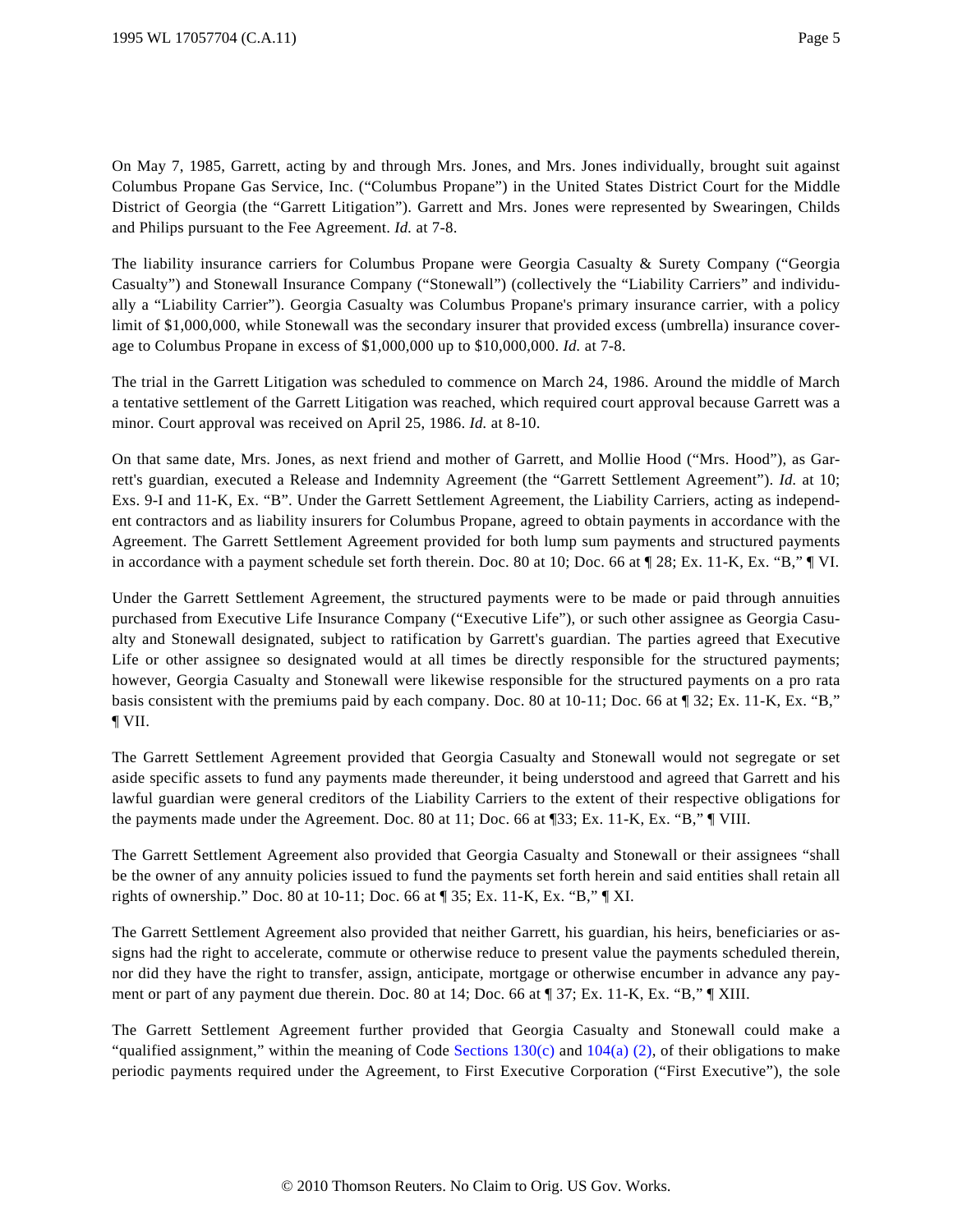On May 7, 1985, Garrett, acting by and through Mrs. Jones, and Mrs. Jones individually, brought suit against Columbus Propane Gas Service, Inc. ("Columbus Propane") in the United States District Court for the Middle District of Georgia (the "Garrett Litigation"). Garrett and Mrs. Jones were represented by Swearingen, Childs and Philips pursuant to the Fee Agreement. *Id.* at 7-8.

The liability insurance carriers for Columbus Propane were Georgia Casualty & Surety Company ("Georgia Casualty") and Stonewall Insurance Company ("Stonewall") (collectively the "Liability Carriers" and individually a "Liability Carrier"). Georgia Casualty was Columbus Propane's primary insurance carrier, with a policy limit of $1,000,000, while Stonewall was the secondary insurer that provided excess (umbrella) insurance coverage to Columbus Propane in excess of $1,000,000 up to $10,000,000. *Id.* at 7-8.

The trial in the Garrett Litigation was scheduled to commence on March 24, 1986. Around the middle of March a tentative settlement of the Garrett Litigation was reached, which required court approval because Garrett was a minor. Court approval was received on April 25, 1986. *Id.* at 8-10.

On that same date, Mrs. Jones, as next friend and mother of Garrett, and Mollie Hood ("Mrs. Hood"), as Garrett's guardian, executed a Release and Indemnity Agreement (the "Garrett Settlement Agreement"). *Id.* at 10; Exs. 9-I and 11-K, Ex. "B". Under the Garrett Settlement Agreement, the Liability Carriers, acting as independent contractors and as liability insurers for Columbus Propane, agreed to obtain payments in accordance with the Agreement. The Garrett Settlement Agreement provided for both lump sum payments and structured payments in accordance with a payment schedule set forth therein. Doc. 80 at 10; Doc. 66 at ¶ 28; Ex. 11-K, Ex. "B," ¶ VI.

Under the Garrett Settlement Agreement, the structured payments were to be made or paid through annuities purchased from Executive Life Insurance Company ("Executive Life"), or such other assignee as Georgia Casualty and Stonewall designated, subject to ratification by Garrett's guardian. The parties agreed that Executive Life or other assignee so designated would at all times be directly responsible for the structured payments; however, Georgia Casualty and Stonewall were likewise responsible for the structured payments on a pro rata basis consistent with the premiums paid by each company. Doc. 80 at 10-11; Doc. 66 at ¶ 32; Ex. 11-K, Ex. "B," ¶ VII.

The Garrett Settlement Agreement provided that Georgia Casualty and Stonewall would not segregate or set aside specific assets to fund any payments made thereunder, it being understood and agreed that Garrett and his lawful guardian were general creditors of the Liability Carriers to the extent of their respective obligations for the payments made under the Agreement. Doc. 80 at 11; Doc. 66 at ¶33; Ex. 11-K, Ex. "B," ¶ VIII.

The Garrett Settlement Agreement also provided that Georgia Casualty and Stonewall or their assignees "shall be the owner of any annuity policies issued to fund the payments set forth herein and said entities shall retain all rights of ownership." Doc. 80 at 10-11; Doc. 66 at ¶ 35; Ex. 11-K, Ex. "B," ¶ XI.

The Garrett Settlement Agreement also provided that neither Garrett, his guardian, his heirs, beneficiaries or assigns had the right to accelerate, commute or otherwise reduce to present value the payments scheduled therein, nor did they have the right to transfer, assign, anticipate, mortgage or otherwise encumber in advance any payment or part of any payment due therein. Doc. 80 at 14; Doc. 66 at ¶ 37; Ex. 11-K, Ex. "B," ¶ XIII.

The Garrett Settlement Agreement further provided that Georgia Casualty and Stonewall could make a "qualified assignment," within the meaning of Code Sections 130(c) and 104(a) (2), of their obligations to make periodic payments required under the Agreement, to First Executive Corporation ("First Executive"), the sole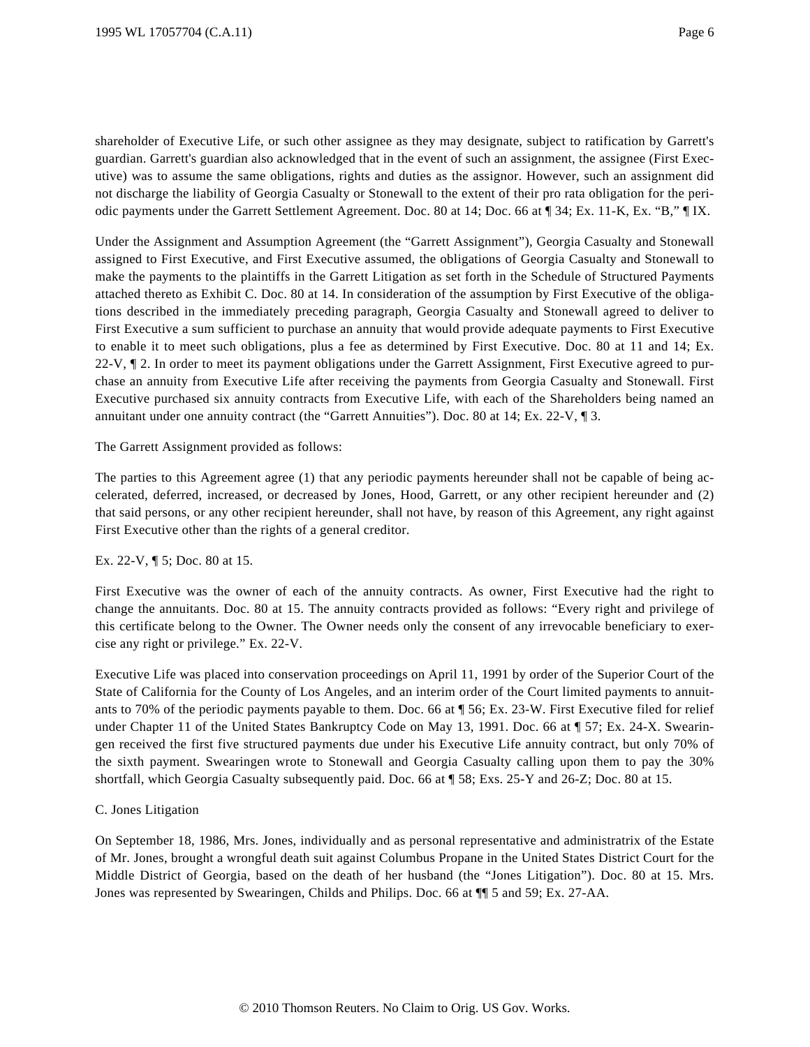shareholder of Executive Life, or such other assignee as they may designate, subject to ratification by Garrett's guardian. Garrett's guardian also acknowledged that in the event of such an assignment, the assignee (First Executive) was to assume the same obligations, rights and duties as the assignor. However, such an assignment did not discharge the liability of Georgia Casualty or Stonewall to the extent of their pro rata obligation for the periodic payments under the Garrett Settlement Agreement. Doc. 80 at 14; Doc. 66 at ¶ 34; Ex. 11-K, Ex. "B," ¶ IX.

Under the Assignment and Assumption Agreement (the "Garrett Assignment"), Georgia Casualty and Stonewall assigned to First Executive, and First Executive assumed, the obligations of Georgia Casualty and Stonewall to make the payments to the plaintiffs in the Garrett Litigation as set forth in the Schedule of Structured Payments attached thereto as Exhibit C. Doc. 80 at 14. In consideration of the assumption by First Executive of the obligations described in the immediately preceding paragraph, Georgia Casualty and Stonewall agreed to deliver to First Executive a sum sufficient to purchase an annuity that would provide adequate payments to First Executive to enable it to meet such obligations, plus a fee as determined by First Executive. Doc. 80 at 11 and 14; Ex. 22-V, ¶ 2. In order to meet its payment obligations under the Garrett Assignment, First Executive agreed to purchase an annuity from Executive Life after receiving the payments from Georgia Casualty and Stonewall. First Executive purchased six annuity contracts from Executive Life, with each of the Shareholders being named an annuitant under one annuity contract (the "Garrett Annuities"). Doc. 80 at 14; Ex. 22-V, ¶ 3.

The Garrett Assignment provided as follows:

The parties to this Agreement agree (1) that any periodic payments hereunder shall not be capable of being accelerated, deferred, increased, or decreased by Jones, Hood, Garrett, or any other recipient hereunder and (2) that said persons, or any other recipient hereunder, shall not have, by reason of this Agreement, any right against First Executive other than the rights of a general creditor.

Ex. 22-V, ¶ 5; Doc. 80 at 15.

First Executive was the owner of each of the annuity contracts. As owner, First Executive had the right to change the annuitants. Doc. 80 at 15. The annuity contracts provided as follows: "Every right and privilege of this certificate belong to the Owner. The Owner needs only the consent of any irrevocable beneficiary to exercise any right or privilege." Ex. 22-V.

Executive Life was placed into conservation proceedings on April 11, 1991 by order of the Superior Court of the State of California for the County of Los Angeles, and an interim order of the Court limited payments to annuitants to 70% of the periodic payments payable to them. Doc. 66 at ¶ 56; Ex. 23-W. First Executive filed for relief under Chapter 11 of the United States Bankruptcy Code on May 13, 1991. Doc. 66 at ¶ 57; Ex. 24-X. Swearingen received the first five structured payments due under his Executive Life annuity contract, but only 70% of the sixth payment. Swearingen wrote to Stonewall and Georgia Casualty calling upon them to pay the 30% shortfall, which Georgia Casualty subsequently paid. Doc. 66 at ¶ 58; Exs. 25-Y and 26-Z; Doc. 80 at 15.

C. Jones Litigation

On September 18, 1986, Mrs. Jones, individually and as personal representative and administratrix of the Estate of Mr. Jones, brought a wrongful death suit against Columbus Propane in the United States District Court for the Middle District of Georgia, based on the death of her husband (the "Jones Litigation"). Doc. 80 at 15. Mrs. Jones was represented by Swearingen, Childs and Philips. Doc. 66 at ¶¶ 5 and 59; Ex. 27-AA.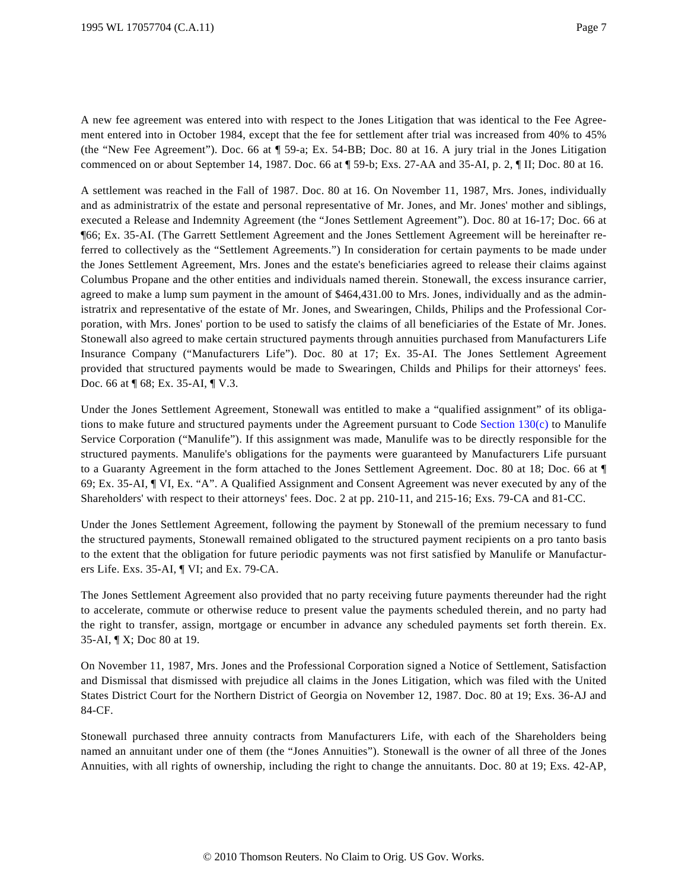A new fee agreement was entered into with respect to the Jones Litigation that was identical to the Fee Agreement entered into in October 1984, except that the fee for settlement after trial was increased from 40% to 45% (the "New Fee Agreement"). Doc. 66 at ¶ 59-a; Ex. 54-BB; Doc. 80 at 16. A jury trial in the Jones Litigation commenced on or about September 14, 1987. Doc. 66 at ¶ 59-b; Exs. 27-AA and 35-AI, p. 2, ¶ II; Doc. 80 at 16.

A settlement was reached in the Fall of 1987. Doc. 80 at 16. On November 11, 1987, Mrs. Jones, individually and as administratrix of the estate and personal representative of Mr. Jones, and Mr. Jones' mother and siblings, executed a Release and Indemnity Agreement (the "Jones Settlement Agreement"). Doc. 80 at 16-17; Doc. 66 at ¶66; Ex. 35-AI. (The Garrett Settlement Agreement and the Jones Settlement Agreement will be hereinafter referred to collectively as the "Settlement Agreements.") In consideration for certain payments to be made under the Jones Settlement Agreement, Mrs. Jones and the estate's beneficiaries agreed to release their claims against Columbus Propane and the other entities and individuals named therein. Stonewall, the excess insurance carrier, agreed to make a lump sum payment in the amount of $464,431.00 to Mrs. Jones, individually and as the administratrix and representative of the estate of Mr. Jones, and Swearingen, Childs, Philips and the Professional Corporation, with Mrs. Jones' portion to be used to satisfy the claims of all beneficiaries of the Estate of Mr. Jones. Stonewall also agreed to make certain structured payments through annuities purchased from Manufacturers Life Insurance Company ("Manufacturers Life"). Doc. 80 at 17; Ex. 35-AI. The Jones Settlement Agreement provided that structured payments would be made to Swearingen, Childs and Philips for their attorneys' fees. Doc. 66 at ¶ 68; Ex. 35-AI, ¶ V.3.

Under the Jones Settlement Agreement, Stonewall was entitled to make a "qualified assignment" of its obligations to make future and structured payments under the Agreement pursuant to Code Section 130(c) to Manulife Service Corporation ("Manulife"). If this assignment was made, Manulife was to be directly responsible for the structured payments. Manulife's obligations for the payments were guaranteed by Manufacturers Life pursuant to a Guaranty Agreement in the form attached to the Jones Settlement Agreement. Doc. 80 at 18; Doc. 66 at ¶ 69; Ex. 35-AI, ¶ VI, Ex. "A". A Qualified Assignment and Consent Agreement was never executed by any of the Shareholders' with respect to their attorneys' fees. Doc. 2 at pp. 210-11, and 215-16; Exs. 79-CA and 81-CC.

Under the Jones Settlement Agreement, following the payment by Stonewall of the premium necessary to fund the structured payments, Stonewall remained obligated to the structured payment recipients on a pro tanto basis to the extent that the obligation for future periodic payments was not first satisfied by Manulife or Manufacturers Life. Exs. 35-AI, ¶ VI; and Ex. 79-CA.

The Jones Settlement Agreement also provided that no party receiving future payments thereunder had the right to accelerate, commute or otherwise reduce to present value the payments scheduled therein, and no party had the right to transfer, assign, mortgage or encumber in advance any scheduled payments set forth therein. Ex. 35-AI, ¶ X; Doc 80 at 19.

On November 11, 1987, Mrs. Jones and the Professional Corporation signed a Notice of Settlement, Satisfaction and Dismissal that dismissed with prejudice all claims in the Jones Litigation, which was filed with the United States District Court for the Northern District of Georgia on November 12, 1987. Doc. 80 at 19; Exs. 36-AJ and 84-CF.

Stonewall purchased three annuity contracts from Manufacturers Life, with each of the Shareholders being named an annuitant under one of them (the "Jones Annuities"). Stonewall is the owner of all three of the Jones Annuities, with all rights of ownership, including the right to change the annuitants. Doc. 80 at 19; Exs. 42-AP,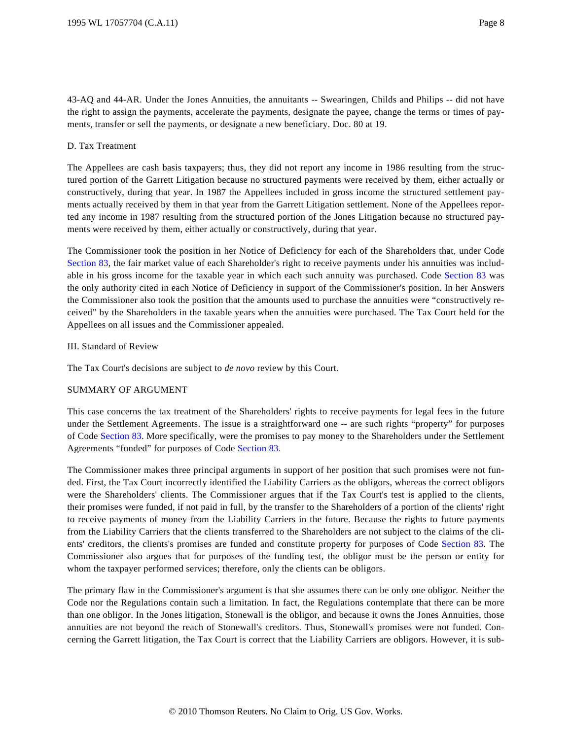43-AQ and 44-AR. Under the Jones Annuities, the annuitants -- Swearingen, Childs and Philips -- did not have the right to assign the payments, accelerate the payments, designate the payee, change the terms or times of payments, transfer or sell the payments, or designate a new beneficiary. Doc. 80 at 19.

D. Tax Treatment

The Appellees are cash basis taxpayers; thus, they did not report any income in 1986 resulting from the structured portion of the Garrett Litigation because no structured payments were received by them, either actually or constructively, during that year. In 1987 the Appellees included in gross income the structured settlement payments actually received by them in that year from the Garrett Litigation settlement. None of the Appellees reported any income in 1987 resulting from the structured portion of the Jones Litigation because no structured payments were received by them, either actually or constructively, during that year.

The Commissioner took the position in her Notice of Deficiency for each of the Shareholders that, under Code Section 83, the fair market value of each Shareholder's right to receive payments under his annuities was includable in his gross income for the taxable year in which each such annuity was purchased. Code Section 83 was the only authority cited in each Notice of Deficiency in support of the Commissioner's position. In her Answers the Commissioner also took the position that the amounts used to purchase the annuities were "constructively received" by the Shareholders in the taxable years when the annuities were purchased. The Tax Court held for the Appellees on all issues and the Commissioner appealed.

III. Standard of Review

The Tax Court's decisions are subject to *de novo* review by this Court.

SUMMARY OF ARGUMENT

This case concerns the tax treatment of the Shareholders' rights to receive payments for legal fees in the future under the Settlement Agreements. The issue is a straightforward one -- are such rights "property" for purposes of Code Section 83. More specifically, were the promises to pay money to the Shareholders under the Settlement Agreements "funded" for purposes of Code Section 83.

The Commissioner makes three principal arguments in support of her position that such promises were not funded. First, the Tax Court incorrectly identified the Liability Carriers as the obligors, whereas the correct obligors were the Shareholders' clients. The Commissioner argues that if the Tax Court's test is applied to the clients, their promises were funded, if not paid in full, by the transfer to the Shareholders of a portion of the clients' right to receive payments of money from the Liability Carriers in the future. Because the rights to future payments from the Liability Carriers that the clients transferred to the Shareholders are not subject to the claims of the clients' creditors, the clients's promises are funded and constitute property for purposes of Code Section 83. The Commissioner also argues that for purposes of the funding test, the obligor must be the person or entity for whom the taxpayer performed services; therefore, only the clients can be obligors.

The primary flaw in the Commissioner's argument is that she assumes there can be only one obligor. Neither the Code nor the Regulations contain such a limitation. In fact, the Regulations contemplate that there can be more than one obligor. In the Jones litigation, Stonewall is the obligor, and because it owns the Jones Annuities, those annuities are not beyond the reach of Stonewall's creditors. Thus, Stonewall's promises were not funded. Concerning the Garrett litigation, the Tax Court is correct that the Liability Carriers are obligors. However, it is sub-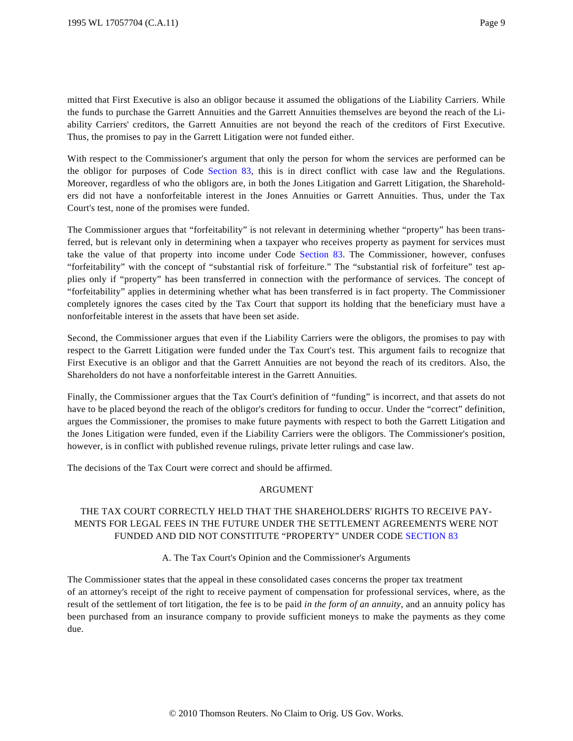mitted that First Executive is also an obligor because it assumed the obligations of the Liability Carriers. While the funds to purchase the Garrett Annuities and the Garrett Annuities themselves are beyond the reach of the Liability Carriers' creditors, the Garrett Annuities are not beyond the reach of the creditors of First Executive. Thus, the promises to pay in the Garrett Litigation were not funded either.

With respect to the Commissioner's argument that only the person for whom the services are performed can be the obligor for purposes of Code Section 83, this is in direct conflict with case law and the Regulations. Moreover, regardless of who the obligors are, in both the Jones Litigation and Garrett Litigation, the Shareholders did not have a nonforfeitable interest in the Jones Annuities or Garrett Annuities. Thus, under the Tax Court's test, none of the promises were funded.

The Commissioner argues that "forfeitability" is not relevant in determining whether "property" has been transferred, but is relevant only in determining when a taxpayer who receives property as payment for services must take the value of that property into income under Code Section 83. The Commissioner, however, confuses "forfeitability" with the concept of "substantial risk of forfeiture." The "substantial risk of forfeiture" test applies only if "property" has been transferred in connection with the performance of services. The concept of "forfeitability" applies in determining whether what has been transferred is in fact property. The Commissioner completely ignores the cases cited by the Tax Court that support its holding that the beneficiary must have a nonforfeitable interest in the assets that have been set aside.

Second, the Commissioner argues that even if the Liability Carriers were the obligors, the promises to pay with respect to the Garrett Litigation were funded under the Tax Court's test. This argument fails to recognize that First Executive is an obligor and that the Garrett Annuities are not beyond the reach of its creditors. Also, the Shareholders do not have a nonforfeitable interest in the Garrett Annuities.

Finally, the Commissioner argues that the Tax Court's definition of "funding" is incorrect, and that assets do not have to be placed beyond the reach of the obligor's creditors for funding to occur. Under the "correct" definition, argues the Commissioner, the promises to make future payments with respect to both the Garrett Litigation and the Jones Litigation were funded, even if the Liability Carriers were the obligors. The Commissioner's position, however, is in conflict with published revenue rulings, private letter rulings and case law.

The decisions of the Tax Court were correct and should be affirmed.

## ARGUMENT

### THE TAX COURT CORRECTLY HELD THAT THE SHAREHOLDERS' RIGHTS TO RECEIVE PAYMENTS FOR LEGAL FEES IN THE FUTURE UNDER THE SETTLEMENT AGREEMENTS WERE NOT FUNDED AND DID NOT CONSTITUTE "PROPERTY" UNDER CODE SECTION 83

#### A. The Tax Court's Opinion and the Commissioner's Arguments

The Commissioner states that the appeal in these consolidated cases concerns the proper tax treatment of an attorney's receipt of the right to receive payment of compensation for professional services, where, as the result of the settlement of tort litigation, the fee is to be paid *in the form of an annuity*, and an annuity policy has been purchased from an insurance company to provide sufficient moneys to make the payments as they come due.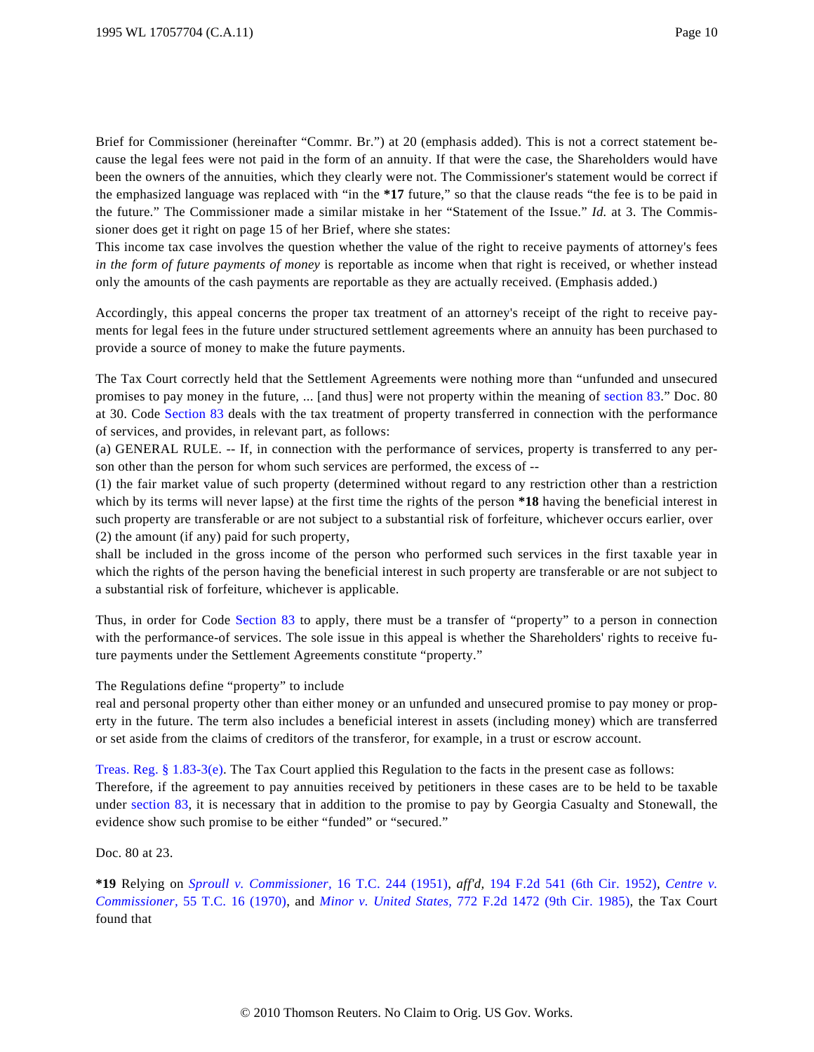Brief for Commissioner (hereinafter "Commr. Br.") at 20 (emphasis added). This is not a correct statement because the legal fees were not paid in the form of an annuity. If that were the case, the Shareholders would have been the owners of the annuities, which they clearly were not. The Commissioner's statement would be correct if the emphasized language was replaced with "in the **\*17** future," so that the clause reads "the fee is to be paid in the future." The Commissioner made a similar mistake in her "Statement of the Issue." *Id.* at 3. The Commissioner does get it right on page 15 of her Brief, where she states:

This income tax case involves the question whether the value of the right to receive payments of attorney's fees *in the form of future payments of money* is reportable as income when that right is received, or whether instead only the amounts of the cash payments are reportable as they are actually received. (Emphasis added.)

Accordingly, this appeal concerns the proper tax treatment of an attorney's receipt of the right to receive payments for legal fees in the future under structured settlement agreements where an annuity has been purchased to provide a source of money to make the future payments.

The Tax Court correctly held that the Settlement Agreements were nothing more than "unfunded and unsecured promises to pay money in the future, ... [and thus] were not property within the meaning of section 83." Doc. 80 at 30. Code Section 83 deals with the tax treatment of property transferred in connection with the performance of services, and provides, in relevant part, as follows:

(a) GENERAL RULE. -- If, in connection with the performance of services, property is transferred to any person other than the person for whom such services are performed, the excess of --

(1) the fair market value of such property (determined without regard to any restriction other than a restriction which by its terms will never lapse) at the first time the rights of the person **\*18** having the beneficial interest in such property are transferable or are not subject to a substantial risk of forfeiture, whichever occurs earlier, over

(2) the amount (if any) paid for such property,

shall be included in the gross income of the person who performed such services in the first taxable year in which the rights of the person having the beneficial interest in such property are transferable or are not subject to a substantial risk of forfeiture, whichever is applicable.

Thus, in order for Code Section 83 to apply, there must be a transfer of "property" to a person in connection with the performance-of services. The sole issue in this appeal is whether the Shareholders' rights to receive future payments under the Settlement Agreements constitute "property."

The Regulations define "property" to include

real and personal property other than either money or an unfunded and unsecured promise to pay money or property in the future. The term also includes a beneficial interest in assets (including money) which are transferred or set aside from the claims of creditors of the transferor, for example, in a trust or escrow account.

Treas. Reg. § 1.83-3(e). The Tax Court applied this Regulation to the facts in the present case as follows:

Therefore, if the agreement to pay annuities received by petitioners in these cases are to be held to be taxable under section 83, it is necessary that in addition to the promise to pay by Georgia Casualty and Stonewall, the evidence show such promise to be either "funded" or "secured."

Doc. 80 at 23.

**\*19** Relying on *Sproull v. Commissioner*, 16 T.C. 244 (1951), *aff'd*, 194 F.2d 541 (6th Cir. 1952), *Centre v. Commissioner*, 55 T.C. 16 (1970), and *Minor v. United States*, 772 F.2d 1472 (9th Cir. 1985), the Tax Court found that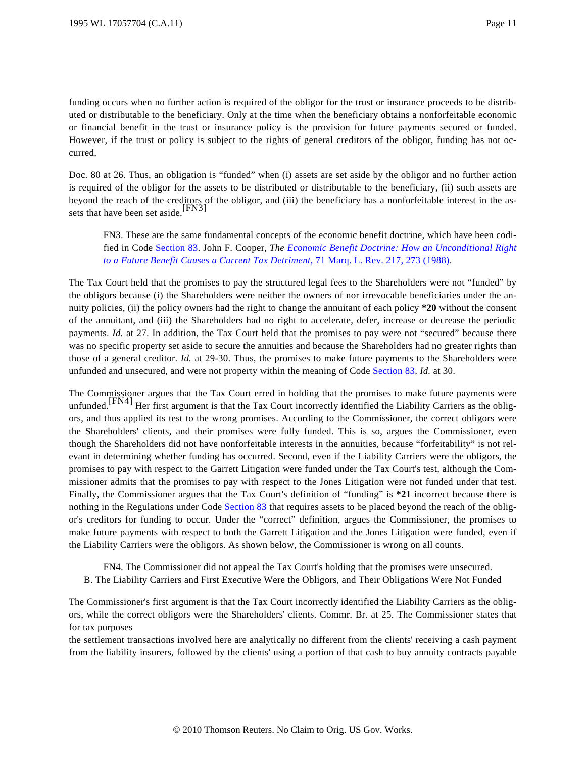funding occurs when no further action is required of the obligor for the trust or insurance proceeds to be distributed or distributable to the beneficiary. Only at the time when the beneficiary obtains a nonforfeitable economic or financial benefit in the trust or insurance policy is the provision for future payments secured or funded. However, if the trust or policy is subject to the rights of general creditors of the obligor, funding has not occurred.

Doc. 80 at 26. Thus, an obligation is "funded" when (i) assets are set aside by the obligor and no further action is required of the obligor for the assets to be distributed or distributable to the beneficiary, (ii) such assets are beyond the reach of the creditors of the obligor, and (iii) the beneficiary has a nonforfeitable interest in the assets that have been set aside.[FN3]

> FN3. These are the same fundamental concepts of the economic benefit doctrine, which have been codified in Code Section 83. John F. Cooper, *The Economic Benefit Doctrine: How an Unconditional Right to a Future Benefit Causes a Current Tax Detriment*, 71 Marq. L. Rev. 217, 273 (1988).

The Tax Court held that the promises to pay the structured legal fees to the Shareholders were not "funded" by the obligors because (i) the Shareholders were neither the owners of nor irrevocable beneficiaries under the annuity policies, (ii) the policy owners had the right to change the annuitant of each policy **\*20** without the consent of the annuitant, and (iii) the Shareholders had no right to accelerate, defer, increase or decrease the periodic payments. *Id.* at 27. In addition, the Tax Court held that the promises to pay were not "secured" because there was no specific property set aside to secure the annuities and because the Shareholders had no greater rights than those of a general creditor. *Id.* at 29-30. Thus, the promises to make future payments to the Shareholders were unfunded and unsecured, and were not property within the meaning of Code Section 83. *Id.* at 30.

The Commissioner argues that the Tax Court erred in holding that the promises to make future payments were unfunded.[FN4] Her first argument is that the Tax Court incorrectly identified the Liability Carriers as the obligors, and thus applied its test to the wrong promises. According to the Commissioner, the correct obligors were the Shareholders' clients, and their promises were fully funded. This is so, argues the Commissioner, even though the Shareholders did not have nonforfeitable interests in the annuities, because "forfeitability" is not relevant in determining whether funding has occurred. Second, even if the Liability Carriers were the obligors, the promises to pay with respect to the Garrett Litigation were funded under the Tax Court's test, although the Commissioner admits that the promises to pay with respect to the Jones Litigation were not funded under that test. Finally, the Commissioner argues that the Tax Court's definition of "funding" is **\*21** incorrect because there is nothing in the Regulations under Code Section 83 that requires assets to be placed beyond the reach of the obligor's creditors for funding to occur. Under the "correct" definition, argues the Commissioner, the promises to make future payments with respect to both the Garrett Litigation and the Jones Litigation were funded, even if the Liability Carriers were the obligors. As shown below, the Commissioner is wrong on all counts.

> FN4. The Commissioner did not appeal the Tax Court's holding that the promises were unsecured.

### B. The Liability Carriers and First Executive Were the Obligors, and Their Obligations Were Not Funded

The Commissioner's first argument is that the Tax Court incorrectly identified the Liability Carriers as the obligors, while the correct obligors were the Shareholders' clients. Commr. Br. at 25. The Commissioner states that for tax purposes

the settlement transactions involved here are analytically no different from the clients' receiving a cash payment from the liability insurers, followed by the clients' using a portion of that cash to buy annuity contracts payable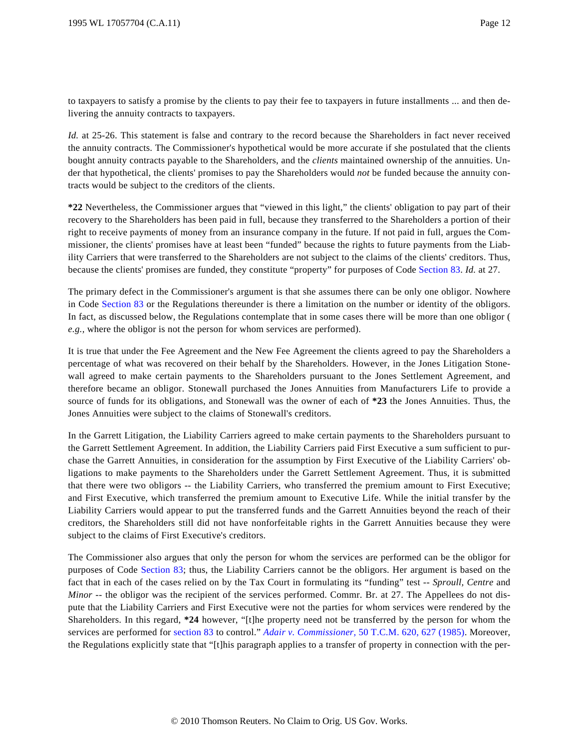to taxpayers to satisfy a promise by the clients to pay their fee to taxpayers in future installments ... and then delivering the annuity contracts to taxpayers.

*Id.* at 25-26. This statement is false and contrary to the record because the Shareholders in fact never received the annuity contracts. The Commissioner's hypothetical would be more accurate if she postulated that the clients bought annuity contracts payable to the Shareholders, and the *clients* maintained ownership of the annuities. Under that hypothetical, the clients' promises to pay the Shareholders would *not* be funded because the annuity contracts would be subject to the creditors of the clients.

**\*22** Nevertheless, the Commissioner argues that "viewed in this light," the clients' obligation to pay part of their recovery to the Shareholders has been paid in full, because they transferred to the Shareholders a portion of their right to receive payments of money from an insurance company in the future. If not paid in full, argues the Commissioner, the clients' promises have at least been "funded" because the rights to future payments from the Liability Carriers that were transferred to the Shareholders are not subject to the claims of the clients' creditors. Thus, because the clients' promises are funded, they constitute "property" for purposes of Code Section 83. *Id.* at 27.

The primary defect in the Commissioner's argument is that she assumes there can be only one obligor. Nowhere in Code Section 83 or the Regulations thereunder is there a limitation on the number or identity of the obligors. In fact, as discussed below, the Regulations contemplate that in some cases there will be more than one obligor (*e.g.*, where the obligor is not the person for whom services are performed).

It is true that under the Fee Agreement and the New Fee Agreement the clients agreed to pay the Shareholders a percentage of what was recovered on their behalf by the Shareholders. However, in the Jones Litigation Stonewall agreed to make certain payments to the Shareholders pursuant to the Jones Settlement Agreement, and therefore became an obligor. Stonewall purchased the Jones Annuities from Manufacturers Life to provide a source of funds for its obligations, and Stonewall was the owner of each of **\*23** the Jones Annuities. Thus, the Jones Annuities were subject to the claims of Stonewall's creditors.

In the Garrett Litigation, the Liability Carriers agreed to make certain payments to the Shareholders pursuant to the Garrett Settlement Agreement. In addition, the Liability Carriers paid First Executive a sum sufficient to purchase the Garrett Annuities, in consideration for the assumption by First Executive of the Liability Carriers' obligations to make payments to the Shareholders under the Garrett Settlement Agreement. Thus, it is submitted that there were two obligors -- the Liability Carriers, who transferred the premium amount to First Executive; and First Executive, which transferred the premium amount to Executive Life. While the initial transfer by the Liability Carriers would appear to put the transferred funds and the Garrett Annuities beyond the reach of their creditors, the Shareholders still did not have nonforfeitable rights in the Garrett Annuities because they were subject to the claims of First Executive's creditors.

The Commissioner also argues that only the person for whom the services are performed can be the obligor for purposes of Code Section 83; thus, the Liability Carriers cannot be the obligors. Her argument is based on the fact that in each of the cases relied on by the Tax Court in formulating its "funding" test -- *Sproull, Centre* and *Minor* -- the obligor was the recipient of the services performed. Commr. Br. at 27. The Appellees do not dispute that the Liability Carriers and First Executive were not the parties for whom services were rendered by the Shareholders. In this regard, **\*24** however, "[t]he property need not be transferred by the person for whom the services are performed for section 83 to control." *Adair v. Commissioner,* 50 T.C.M. 620, 627 (1985). Moreover, the Regulations explicitly state that "[t]his paragraph applies to a transfer of property in connection with the per-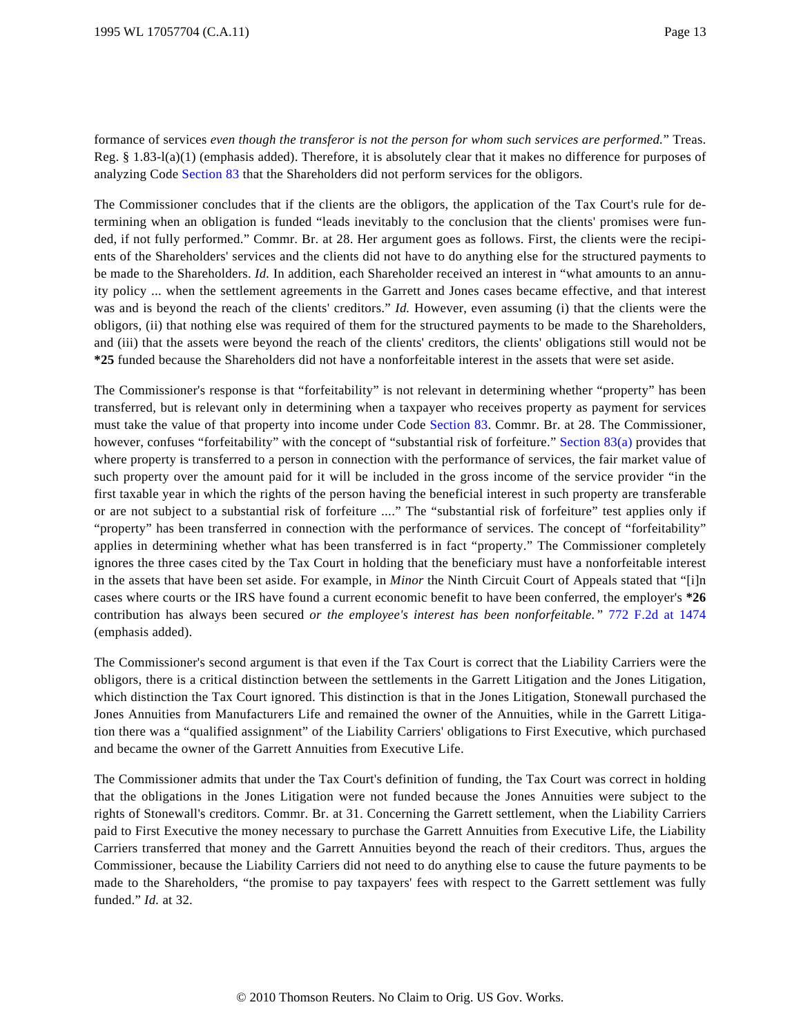formance of services *even though the transferor is not the person for whom such services are performed.*" Treas. Reg. § 1.83-l(a)(1) (emphasis added). Therefore, it is absolutely clear that it makes no difference for purposes of analyzing Code Section 83 that the Shareholders did not perform services for the obligors.

The Commissioner concludes that if the clients are the obligors, the application of the Tax Court's rule for determining when an obligation is funded "leads inevitably to the conclusion that the clients' promises were funded, if not fully performed." Commr. Br. at 28. Her argument goes as follows. First, the clients were the recipients of the Shareholders' services and the clients did not have to do anything else for the structured payments to be made to the Shareholders. *Id.* In addition, each Shareholder received an interest in "what amounts to an annuity policy ... when the settlement agreements in the Garrett and Jones cases became effective, and that interest was and is beyond the reach of the clients' creditors." *Id.* However, even assuming (i) that the clients were the obligors, (ii) that nothing else was required of them for the structured payments to be made to the Shareholders, and (iii) that the assets were beyond the reach of the clients' creditors, the clients' obligations still would not be **\*25** funded because the Shareholders did not have a nonforfeitable interest in the assets that were set aside.

The Commissioner's response is that "forfeitability" is not relevant in determining whether "property" has been transferred, but is relevant only in determining when a taxpayer who receives property as payment for services must take the value of that property into income under Code Section 83. Commr. Br. at 28. The Commissioner, however, confuses "forfeitability" with the concept of "substantial risk of forfeiture." Section 83(a) provides that where property is transferred to a person in connection with the performance of services, the fair market value of such property over the amount paid for it will be included in the gross income of the service provider "in the first taxable year in which the rights of the person having the beneficial interest in such property are transferable or are not subject to a substantial risk of forfeiture ...." The "substantial risk of forfeiture" test applies only if "property" has been transferred in connection with the performance of services. The concept of "forfeitability" applies in determining whether what has been transferred is in fact "property." The Commissioner completely ignores the three cases cited by the Tax Court in holding that the beneficiary must have a nonforfeitable interest in the assets that have been set aside. For example, in *Minor* the Ninth Circuit Court of Appeals stated that "[i]n cases where courts or the IRS have found a current economic benefit to have been conferred, the employer's **\*26** contribution has always been secured *or the employee's interest has been nonforfeitable.*" 772 F.2d at 1474 (emphasis added).

The Commissioner's second argument is that even if the Tax Court is correct that the Liability Carriers were the obligors, there is a critical distinction between the settlements in the Garrett Litigation and the Jones Litigation, which distinction the Tax Court ignored. This distinction is that in the Jones Litigation, Stonewall purchased the Jones Annuities from Manufacturers Life and remained the owner of the Annuities, while in the Garrett Litigation there was a "qualified assignment" of the Liability Carriers' obligations to First Executive, which purchased and became the owner of the Garrett Annuities from Executive Life.

The Commissioner admits that under the Tax Court's definition of funding, the Tax Court was correct in holding that the obligations in the Jones Litigation were not funded because the Jones Annuities were subject to the rights of Stonewall's creditors. Commr. Br. at 31. Concerning the Garrett settlement, when the Liability Carriers paid to First Executive the money necessary to purchase the Garrett Annuities from Executive Life, the Liability Carriers transferred that money and the Garrett Annuities beyond the reach of their creditors. Thus, argues the Commissioner, because the Liability Carriers did not need to do anything else to cause the future payments to be made to the Shareholders, "the promise to pay taxpayers' fees with respect to the Garrett settlement was fully funded." *Id.* at 32.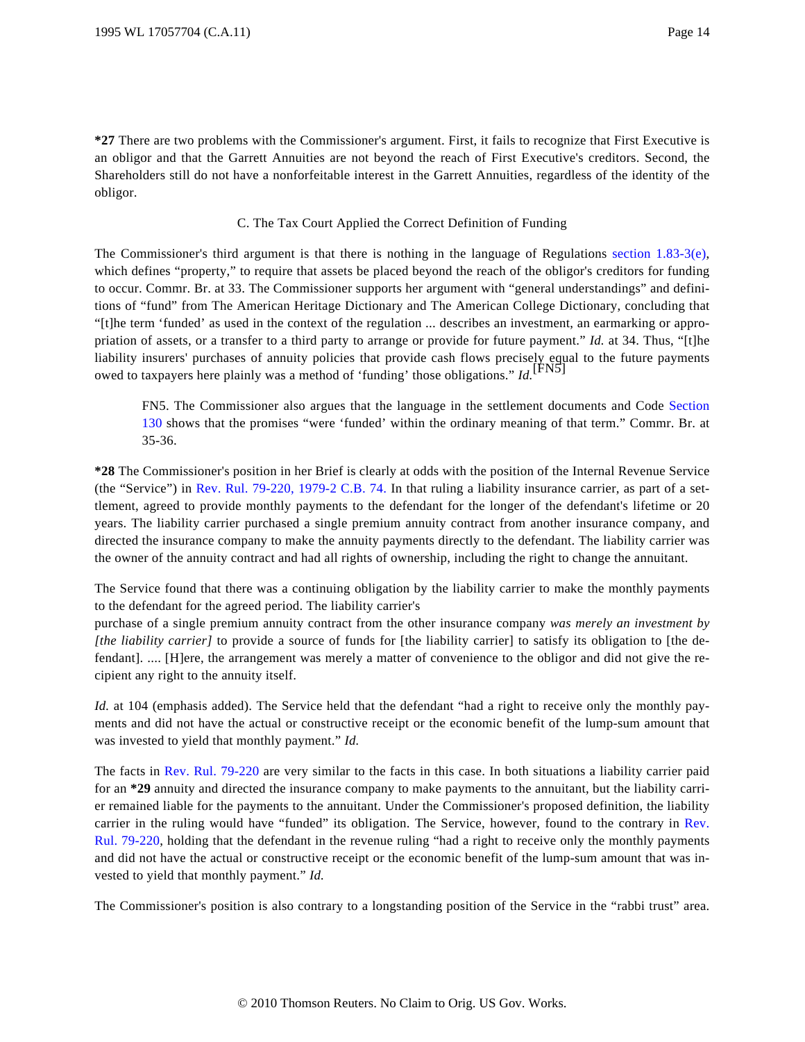**\*27** There are two problems with the Commissioner's argument. First, it fails to recognize that First Executive is an obligor and that the Garrett Annuities are not beyond the reach of First Executive's creditors. Second, the Shareholders still do not have a nonforfeitable interest in the Garrett Annuities, regardless of the identity of the obligor.

C. The Tax Court Applied the Correct Definition of Funding

The Commissioner's third argument is that there is nothing in the language of Regulations section 1.83-3(e), which defines "property," to require that assets be placed beyond the reach of the obligor's creditors for funding to occur. Commr. Br. at 33. The Commissioner supports her argument with "general understandings" and definitions of "fund" from The American Heritage Dictionary and The American College Dictionary, concluding that "[t]he term 'funded' as used in the context of the regulation ... describes an investment, an earmarking or appropriation of assets, or a transfer to a third party to arrange or provide for future payment." *Id.* at 34. Thus, "[t]he liability insurers' purchases of annuity policies that provide cash flows precisely equal to the future payments owed to taxpayers here plainly was a method of 'funding' those obligations." *Id.*[FN5]

> FN5. The Commissioner also argues that the language in the settlement documents and Code Section 130 shows that the promises "were 'funded' within the ordinary meaning of that term." Commr. Br. at 35-36.

**\*28** The Commissioner's position in her Brief is clearly at odds with the position of the Internal Revenue Service (the "Service") in Rev. Rul. 79-220, 1979-2 C.B. 74. In that ruling a liability insurance carrier, as part of a settlement, agreed to provide monthly payments to the defendant for the longer of the defendant's lifetime or 20 years. The liability carrier purchased a single premium annuity contract from another insurance company, and directed the insurance company to make the annuity payments directly to the defendant. The liability carrier was the owner of the annuity contract and had all rights of ownership, including the right to change the annuitant.

The Service found that there was a continuing obligation by the liability carrier to make the monthly payments to the defendant for the agreed period. The liability carrier's purchase of a single premium annuity contract from the other insurance company *was merely an investment by [the liability carrier]* to provide a source of funds for [the liability carrier] to satisfy its obligation to [the defendant]. .... [H]ere, the arrangement was merely a matter of convenience to the obligor and did not give the recipient any right to the annuity itself.

*Id.* at 104 (emphasis added). The Service held that the defendant "had a right to receive only the monthly payments and did not have the actual or constructive receipt or the economic benefit of the lump-sum amount that was invested to yield that monthly payment." *Id.*

The facts in Rev. Rul. 79-220 are very similar to the facts in this case. In both situations a liability carrier paid for an **\*29** annuity and directed the insurance company to make payments to the annuitant, but the liability carrier remained liable for the payments to the annuitant. Under the Commissioner's proposed definition, the liability carrier in the ruling would have "funded" its obligation. The Service, however, found to the contrary in Rev. Rul. 79-220, holding that the defendant in the revenue ruling "had a right to receive only the monthly payments and did not have the actual or constructive receipt or the economic benefit of the lump-sum amount that was invested to yield that monthly payment." *Id.*

The Commissioner's position is also contrary to a longstanding position of the Service in the "rabbi trust" area.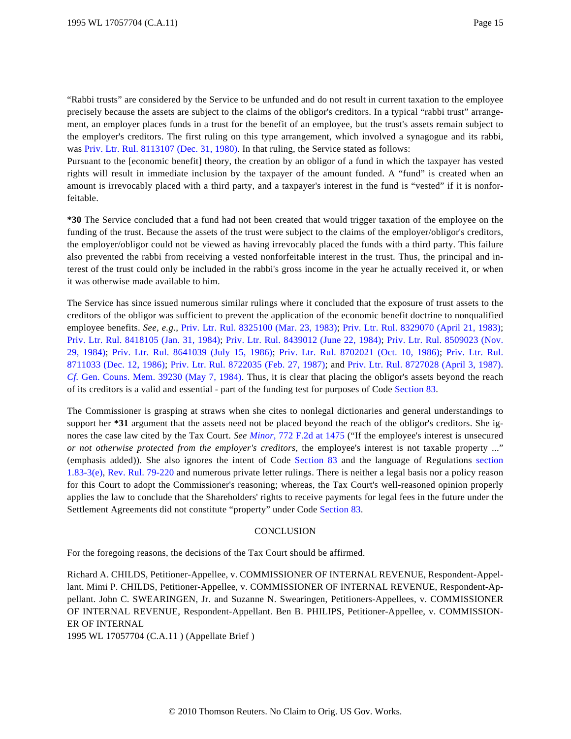"Rabbi trusts" are considered by the Service to be unfunded and do not result in current taxation to the employee precisely because the assets are subject to the claims of the obligor's creditors. In a typical "rabbi trust" arrangement, an employer places funds in a trust for the benefit of an employee, but the trust's assets remain subject to the employer's creditors. The first ruling on this type arrangement, which involved a synagogue and its rabbi, was Priv. Ltr. Rul. 8113107 (Dec. 31, 1980). In that ruling, the Service stated as follows:

Pursuant to the [economic benefit] theory, the creation by an obligor of a fund in which the taxpayer has vested rights will result in immediate inclusion by the taxpayer of the amount funded. A "fund" is created when an amount is irrevocably placed with a third party, and a taxpayer's interest in the fund is "vested" if it is nonforfeitable.

**\*30** The Service concluded that a fund had not been created that would trigger taxation of the employee on the funding of the trust. Because the assets of the trust were subject to the claims of the employer/obligor's creditors, the employer/obligor could not be viewed as having irrevocably placed the funds with a third party. This failure also prevented the rabbi from receiving a vested nonforfeitable interest in the trust. Thus, the principal and interest of the trust could only be included in the rabbi's gross income in the year he actually received it, or when it was otherwise made available to him.

The Service has since issued numerous similar rulings where it concluded that the exposure of trust assets to the creditors of the obligor was sufficient to prevent the application of the economic benefit doctrine to nonqualified employee benefits. *See, e.g.,* Priv. Ltr. Rul. 8325100 (Mar. 23, 1983); Priv. Ltr. Rul. 8329070 (April 21, 1983); Priv. Ltr. Rul. 8418105 (Jan. 31, 1984); Priv. Ltr. Rul. 8439012 (June 22, 1984); Priv. Ltr. Rul. 8509023 (Nov. 29, 1984); Priv. Ltr. Rul. 8641039 (July 15, 1986); Priv. Ltr. Rul. 8702021 (Oct. 10, 1986); Priv. Ltr. Rul. 8711033 (Dec. 12, 1986); Priv. Ltr. Rul. 8722035 (Feb. 27, 1987); and Priv. Ltr. Rul. 8727028 (April 3, 1987). *Cf.* Gen. Couns. Mem. 39230 (May 7, 1984). Thus, it is clear that placing the obligor's assets beyond the reach of its creditors is a valid and essential - part of the funding test for purposes of Code Section 83.

The Commissioner is grasping at straws when she cites to nonlegal dictionaries and general understandings to support her **\*31** argument that the assets need not be placed beyond the reach of the obligor's creditors. She ignores the case law cited by the Tax Court. *See Minor,* 772 F.2d at 1475 ("If the employee's interest is unsecured *or not otherwise protected from the employer's creditors,* the employee's interest is not taxable property ..." (emphasis added)). She also ignores the intent of Code Section 83 and the language of Regulations section 1.83-3(e), Rev. Rul. 79-220 and numerous private letter rulings. There is neither a legal basis nor a policy reason for this Court to adopt the Commissioner's reasoning; whereas, the Tax Court's well-reasoned opinion properly applies the law to conclude that the Shareholders' rights to receive payments for legal fees in the future under the Settlement Agreements did not constitute "property" under Code Section 83.

## CONCLUSION

For the foregoing reasons, the decisions of the Tax Court should be affirmed.

Richard A. CHILDS, Petitioner-Appellee, v. COMMISSIONER OF INTERNAL REVENUE, Respondent-Appellant. Mimi P. CHILDS, Petitioner-Appellee, v. COMMISSIONER OF INTERNAL REVENUE, Respondent-Appellant. John C. SWEARINGEN, Jr. and Suzanne N. Swearingen, Petitioners-Appellees, v. COMMISSIONER OF INTERNAL REVENUE, Respondent-Appellant. Ben B. PHILIPS, Petitioner-Appellee, v. COMMISSIONER OF INTERNAL

1995 WL 17057704 (C.A.11 ) (Appellate Brief )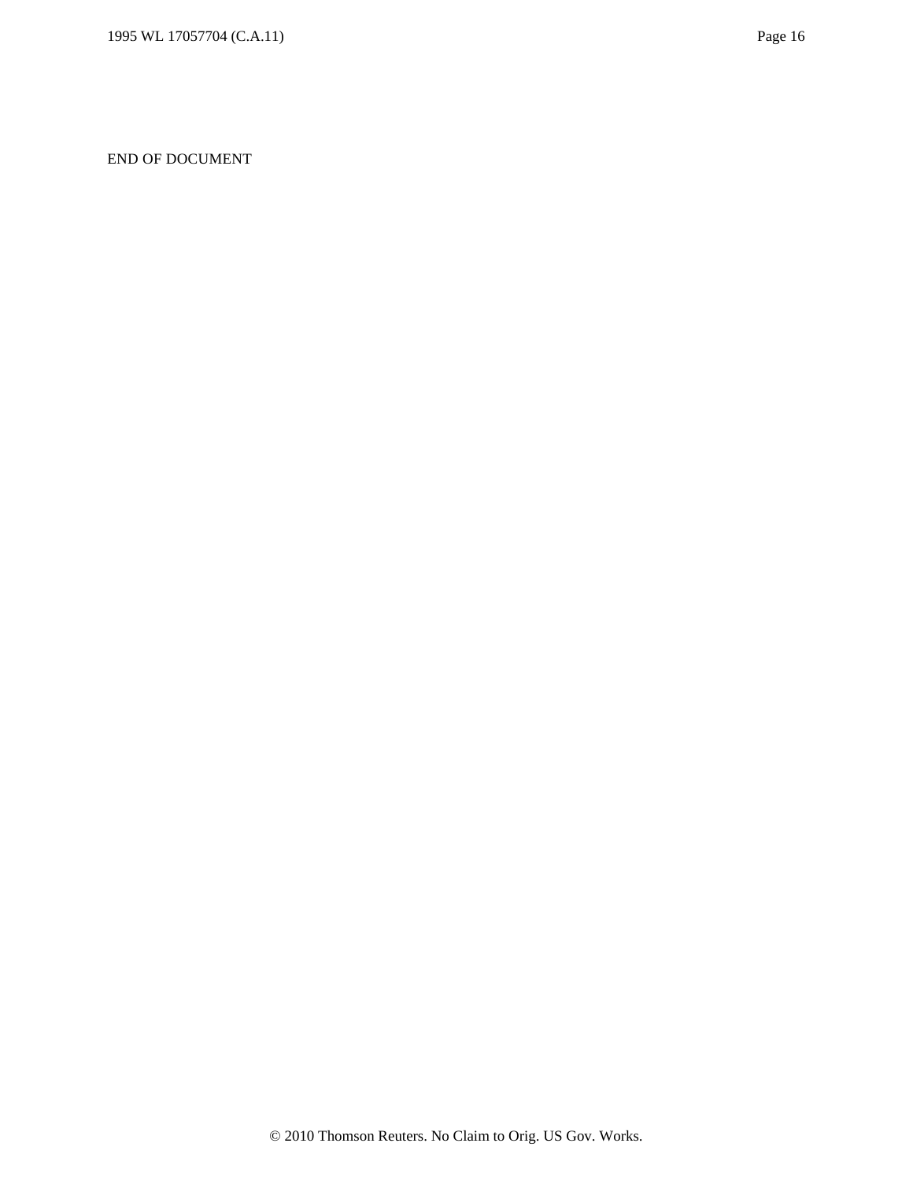END OF DOCUMENT